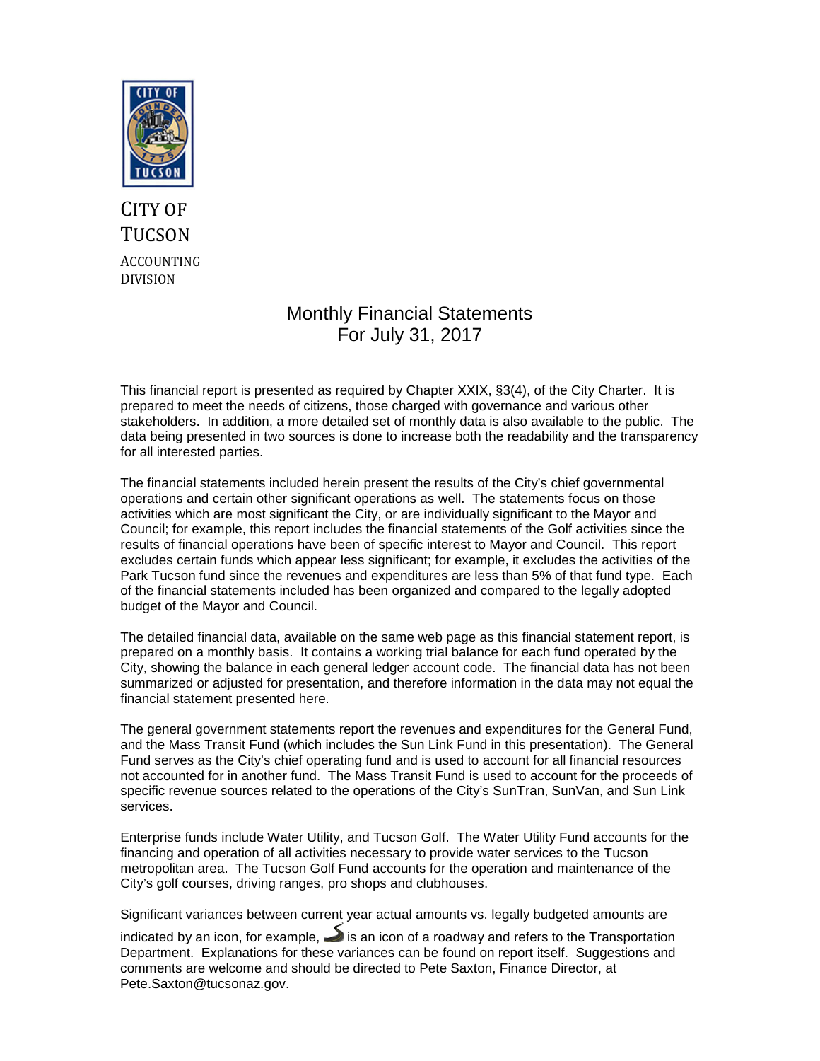CITY OF TUCSON

ACCOUNTING DIVISION

# Monthly Financial Statements
# For July 31, 2017

This financial report is presented as required by Chapter XXIX, §3(4), of the City Charter. It is prepared to meet the needs of citizens, those charged with governance and various other stakeholders. In addition, a more detailed set of monthly data is also available to the public. The data being presented in two sources is done to increase both the readability and the transparency for all interested parties.

The financial statements included herein present the results of the City's chief governmental operations and certain other significant operations as well. The statements focus on those activities which are most significant the City, or are individually significant to the Mayor and Council; for example, this report includes the financial statements of the Golf activities since the results of financial operations have been of specific interest to Mayor and Council. This report excludes certain funds which appear less significant; for example, it excludes the activities of the Park Tucson fund since the revenues and expenditures are less than 5% of that fund type. Each of the financial statements included has been organized and compared to the legally adopted budget of the Mayor and Council.

The detailed financial data, available on the same web page as this financial statement report, is prepared on a monthly basis. It contains a working trial balance for each fund operated by the City, showing the balance in each general ledger account code. The financial data has not been summarized or adjusted for presentation, and therefore information in the data may not equal the financial statement presented here.

The general government statements report the revenues and expenditures for the General Fund, and the Mass Transit Fund (which includes the Sun Link Fund in this presentation). The General Fund serves as the City's chief operating fund and is used to account for all financial resources not accounted for in another fund. The Mass Transit Fund is used to account for the proceeds of specific revenue sources related to the operations of the City's SunTran, SunVan, and Sun Link services.

Enterprise funds include Water Utility, and Tucson Golf. The Water Utility Fund accounts for the financing and operation of all activities necessary to provide water services to the Tucson metropolitan area. The Tucson Golf Fund accounts for the operation and maintenance of the City's golf courses, driving ranges, pro shops and clubhouses.

Significant variances between current year actual amounts vs. legally budgeted amounts are indicated by an icon, for example, is an icon of a roadway and refers to the Transportation Department. Explanations for these variances can be found on report itself. Suggestions and comments are welcome and should be directed to Pete Saxton, Finance Director, at Pete.Saxton@tucsonaz.gov.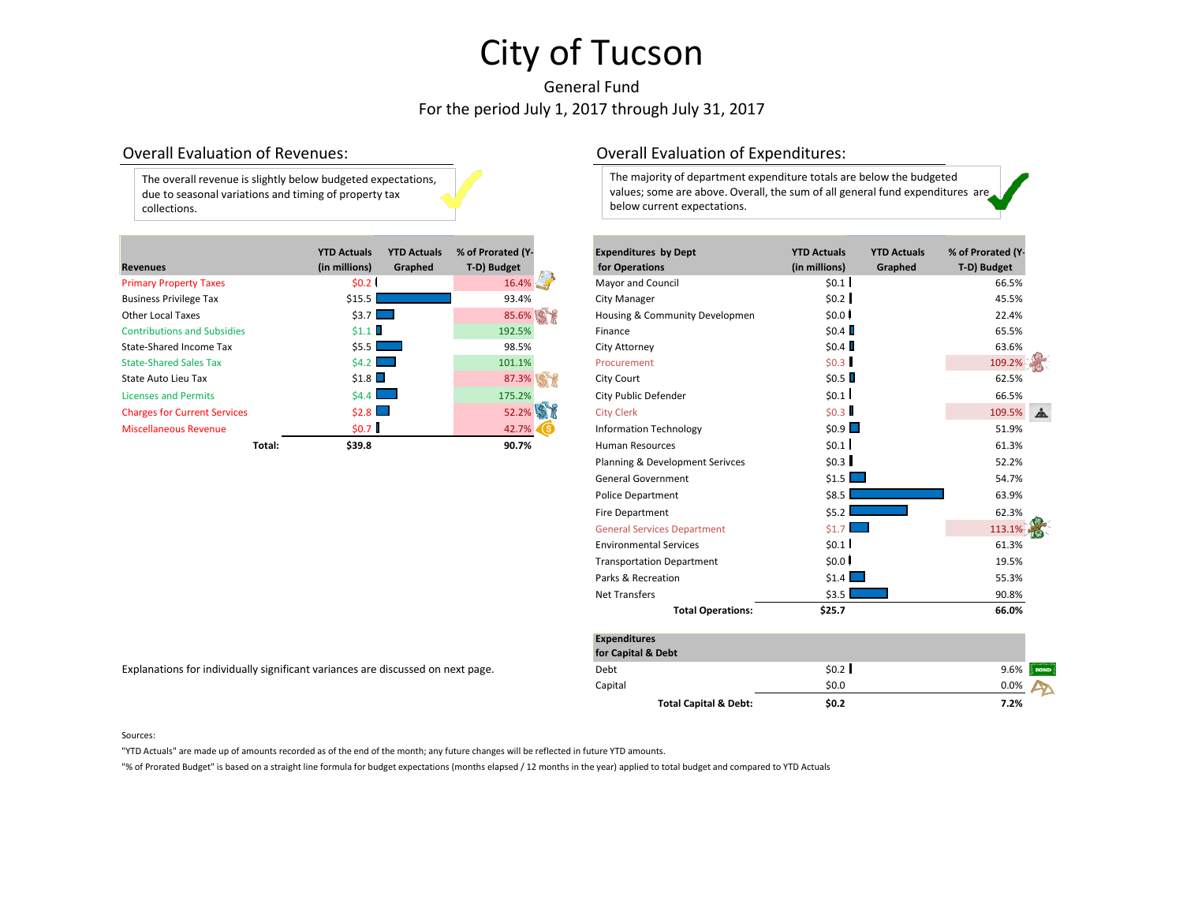# City of Tucson

General Fund

For the period July 1, 2017 through July 31, 2017

## Overall Evaluation of Revenues:

The overall revenue is slightly below budgeted expectations, due to seasonal variations and timing of property tax collections.

| Revenues | YTD Actuals (in millions) | YTD Actuals Graphed | % of Prorated (Y-T-D) Budget |
|---|---|---|---|
| Primary Property Taxes | $0.2 | | 16.4% |
| Business Privilege Tax | $15.5 | | 93.4% |
| Other Local Taxes | $3.7 | | 85.6% |
| Contributions and Subsidies | $1.1 | | 192.5% |
| State-Shared Income Tax | $5.5 | | 98.5% |
| State-Shared Sales Tax | $4.2 | | 101.1% |
| State Auto Lieu Tax | $1.8 | | 87.3% |
| Licenses and Permits | $4.4 | | 175.2% |
| Charges for Current Services | $2.8 | | 52.2% |
| Miscellaneous Revenue | $0.7 | | 42.7% |
| **Total:** | **$39.8** | | **90.7%** |

Explanations for individually significant variances are discussed on next page.

## Overall Evaluation of Expenditures:

The majority of department expenditure totals are below the budgeted values; some are above. Overall, the sum of all general fund expenditures are below current expectations.

| Expenditures by Dept for Operations | YTD Actuals (in millions) | YTD Actuals Graphed | % of Prorated (Y-T-D) Budget |
|---|---|---|---|
| Mayor and Council | $0.1 | | 66.5% |
| City Manager | $0.2 | | 45.5% |
| Housing & Community Developmen | $0.0 | | 22.4% |
| Finance | $0.4 | | 65.5% |
| City Attorney | $0.4 | | 63.6% |
| Procurement | $0.3 | | 109.2% |
| City Court | $0.5 | | 62.5% |
| City Public Defender | $0.1 | | 66.5% |
| City Clerk | $0.3 | | 109.5% |
| Information Technology | $0.9 | | 51.9% |
| Human Resources | $0.1 | | 61.3% |
| Planning & Development Serivces | $0.3 | | 52.2% |
| General Government | $1.5 | | 54.7% |
| Police Department | $8.5 | | 63.9% |
| Fire Department | $5.2 | | 62.3% |
| General Services Department | $1.7 | | 113.1% |
| Environmental Services | $0.1 | | 61.3% |
| Transportation Department | $0.0 | | 19.5% |
| Parks & Recreation | $1.4 | | 55.3% |
| Net Transfers | $3.5 | | 90.8% |
| **Total Operations:** | **$25.7** | | **66.0%** |

| Expenditures for Capital & Debt | YTD Actuals (in millions) | YTD Actuals Graphed | % of Prorated (Y-T-D) Budget |
|---|---|---|---|
| Debt | $0.2 | | 9.6% |
| Capital | $0.0 | | 0.0% |
| **Total Capital & Debt:** | **$0.2** | | **7.2%** |

Sources:

"YTD Actuals" are made up of amounts recorded as of the end of the month; any future changes will be reflected in future YTD amounts.

"% of Prorated Budget" is based on a straight line formula for budget expectations (months elapsed / 12 months in the year) applied to total budget and compared to YTD Actuals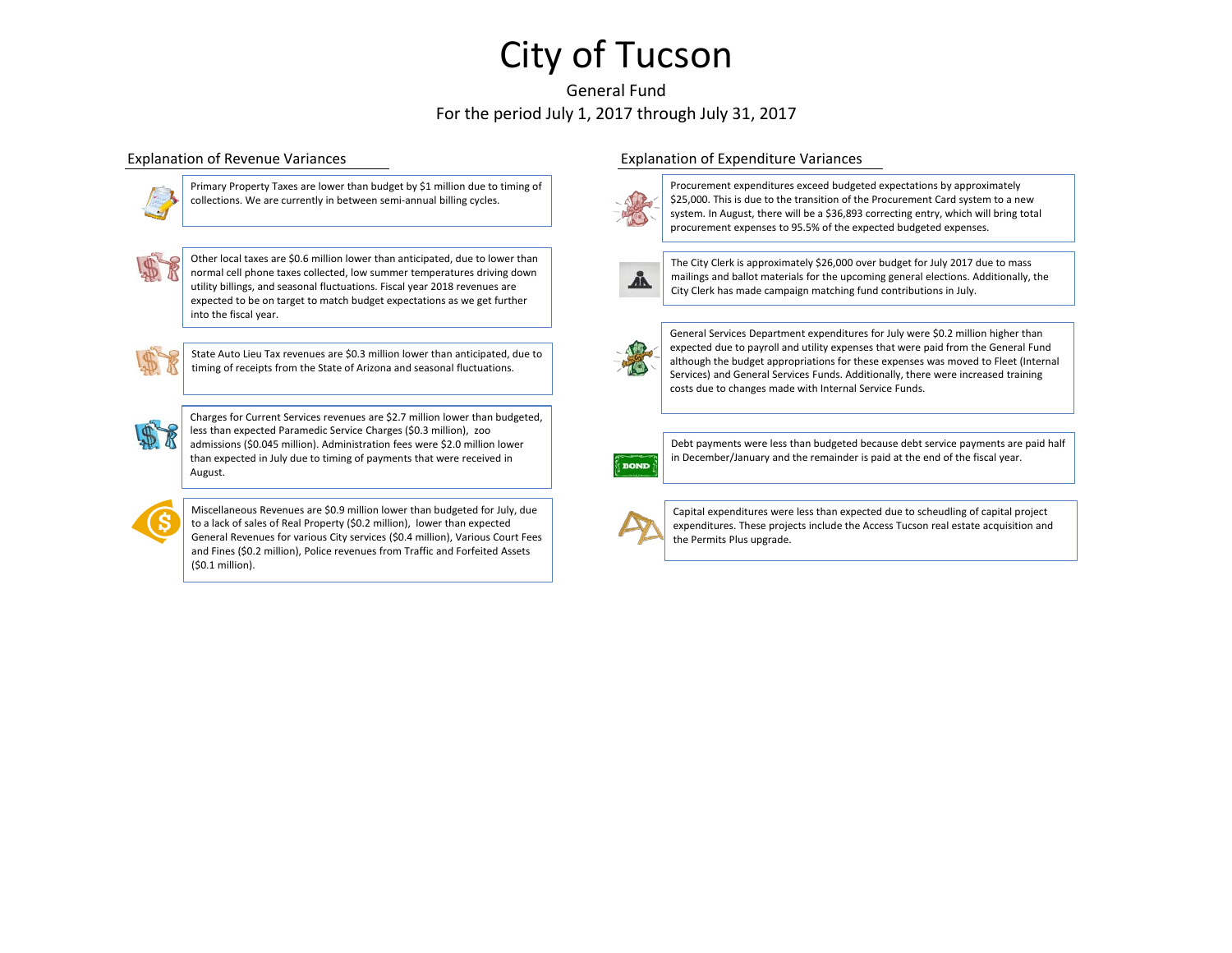# City of Tucson

General Fund

For the period July 1, 2017 through July 31, 2017

## Explanation of Revenue Variances

Primary Property Taxes are lower than budget by $1 million due to timing of collections. We are currently in between semi-annual billing cycles.

Other local taxes are $0.6 million lower than anticipated, due to lower than normal cell phone taxes collected, low summer temperatures driving down utility billings, and seasonal fluctuations. Fiscal year 2018 revenues are expected to be on target to match budget expectations as we get further into the fiscal year.

State Auto Lieu Tax revenues are $0.3 million lower than anticipated, due to timing of receipts from the State of Arizona and seasonal fluctuations.

Charges for Current Services revenues are $2.7 million lower than budgeted, less than expected Paramedic Service Charges ($0.3 million), zoo admissions ($0.045 million). Administration fees were $2.0 million lower than expected in July due to timing of payments that were received in August.

Miscellaneous Revenues are $0.9 million lower than budgeted for July, due to a lack of sales of Real Property ($0.2 million), lower than expected General Revenues for various City services ($0.4 million), Various Court Fees and Fines ($0.2 million), Police revenues from Traffic and Forfeited Assets ($0.1 million).

## Explanation of Expenditure Variances

Procurement expenditures exceed budgeted expectations by approximately $25,000. This is due to the transition of the Procurement Card system to a new system. In August, there will be a $36,893 correcting entry, which will bring total procurement expenses to 95.5% of the expected budgeted expenses.

The City Clerk is approximately $26,000 over budget for July 2017 due to mass mailings and ballot materials for the upcoming general elections. Additionally, the City Clerk has made campaign matching fund contributions in July.

General Services Department expenditures for July were $0.2 million higher than expected due to payroll and utility expenses that were paid from the General Fund although the budget appropriations for these expenses was moved to Fleet (Internal Services) and General Services Funds. Additionally, there were increased training costs due to changes made with Internal Service Funds.

Debt payments were less than budgeted because debt service payments are paid half in December/January and the remainder is paid at the end of the fiscal year.

Capital expenditures were less than expected due to scheudling of capital project expenditures. These projects include the Access Tucson real estate acquisition and the Permits Plus upgrade.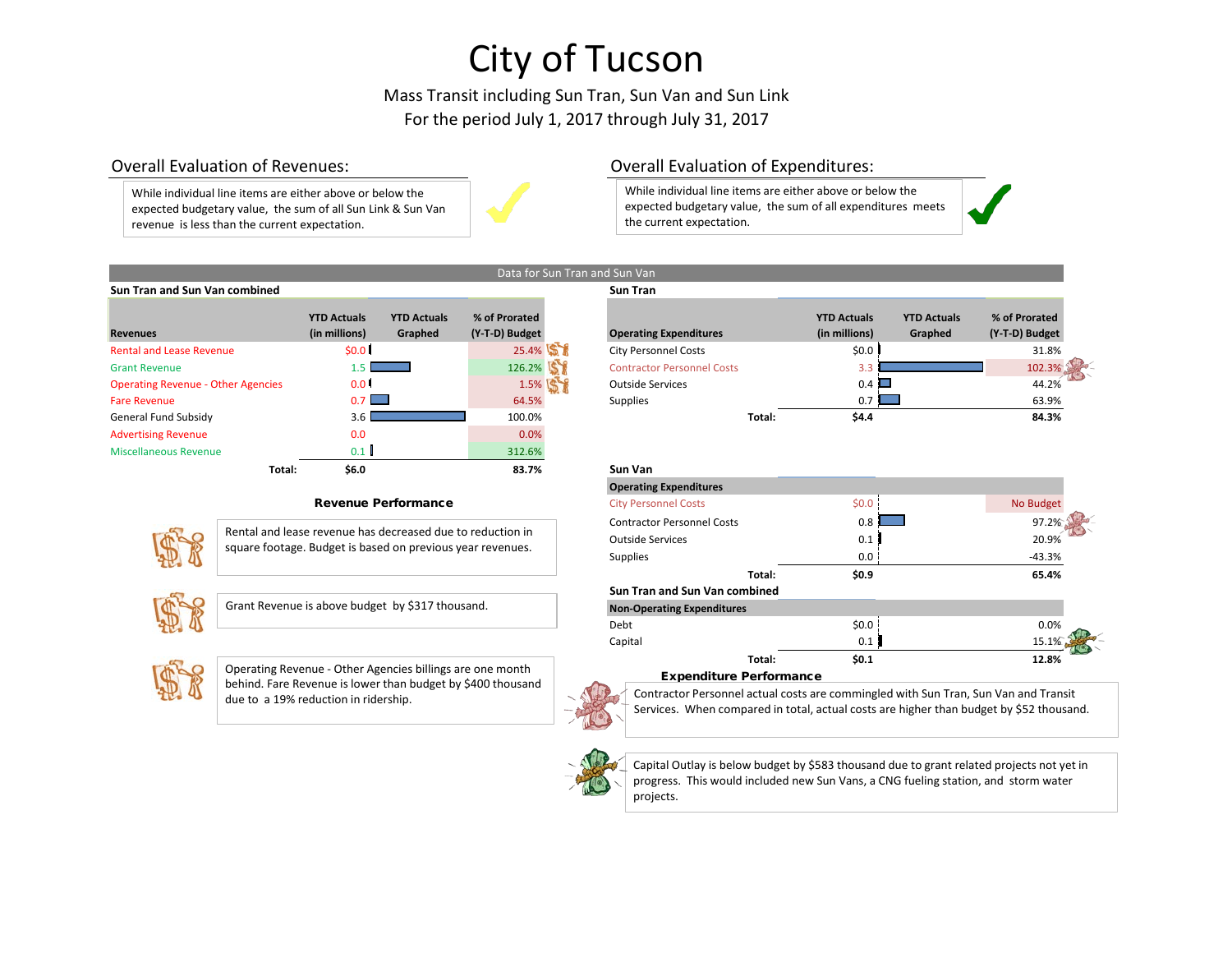# City of Tucson

Mass Transit including Sun Tran, Sun Van and Sun Link
For the period July 1, 2017 through July 31, 2017

## Overall Evaluation of Revenues:

While individual line items are either above or below the expected budgetary value, the sum of all Sun Link & Sun Van revenue is less than the current expectation.

## Overall Evaluation of Expenditures:

While individual line items are either above or below the expected budgetary value, the sum of all expenditures meets the current expectation.

Data for Sun Tran and Sun Van

### Sun Tran and Sun Van combined

| Revenues | YTD Actuals (in millions) | YTD Actuals Graphed | % of Prorated (Y-T-D) Budget |
|---|---|---|---|
| Rental and Lease Revenue | $0.0 | | 25.4% |
| Grant Revenue | 1.5 | | 126.2% |
| Operating Revenue - Other Agencies | 0.0 | | 1.5% |
| Fare Revenue | 0.7 | | 64.5% |
| General Fund Subsidy | 3.6 | | 100.0% |
| Advertising Revenue | 0.0 | | 0.0% |
| Miscellaneous Revenue | 0.1 | | 312.6% |
| Total: | $6.0 | | 83.7% |

### Revenue Performance

Rental and lease revenue has decreased due to reduction in square footage. Budget is based on previous year revenues.

Grant Revenue is above budget by $317 thousand.

Operating Revenue - Other Agencies billings are one month behind. Fare Revenue is lower than budget by $400 thousand due to a 19% reduction in ridership.

### Sun Tran

| Operating Expenditures | YTD Actuals (in millions) | YTD Actuals Graphed | % of Prorated (Y-T-D) Budget |
|---|---|---|---|
| City Personnel Costs | $0.0 | | 31.8% |
| Contractor Personnel Costs | 3.3 | | 102.3% |
| Outside Services | 0.4 | | 44.2% |
| Supplies | 0.7 | | 63.9% |
| Total: | $4.4 | | 84.3% |

### Sun Van

| Operating Expenditures | YTD Actuals (in millions) | YTD Actuals Graphed | % of Prorated (Y-T-D) Budget |
|---|---|---|---|
| City Personnel Costs | $0.0 | | No Budget |
| Contractor Personnel Costs | 0.8 | | 97.2% |
| Outside Services | 0.1 | | 20.9% |
| Supplies | 0.0 | | -43.3% |
| Total: | $0.9 | | 65.4% |

### Sun Tran and Sun Van combined

| Non-Operating Expenditures | YTD Actuals (in millions) | YTD Actuals Graphed | % of Prorated (Y-T-D) Budget |
|---|---|---|---|
| Debt | $0.0 | | 0.0% |
| Capital | 0.1 | | 15.1% |
| Total: | $0.1 | | 12.8% |

### Expenditure Performance

Contractor Personnel actual costs are commingled with Sun Tran, Sun Van and Transit Services. When compared in total, actual costs are higher than budget by $52 thousand.

Capital Outlay is below budget by $583 thousand due to grant related projects not yet in progress. This would included new Sun Vans, a CNG fueling station, and storm water projects.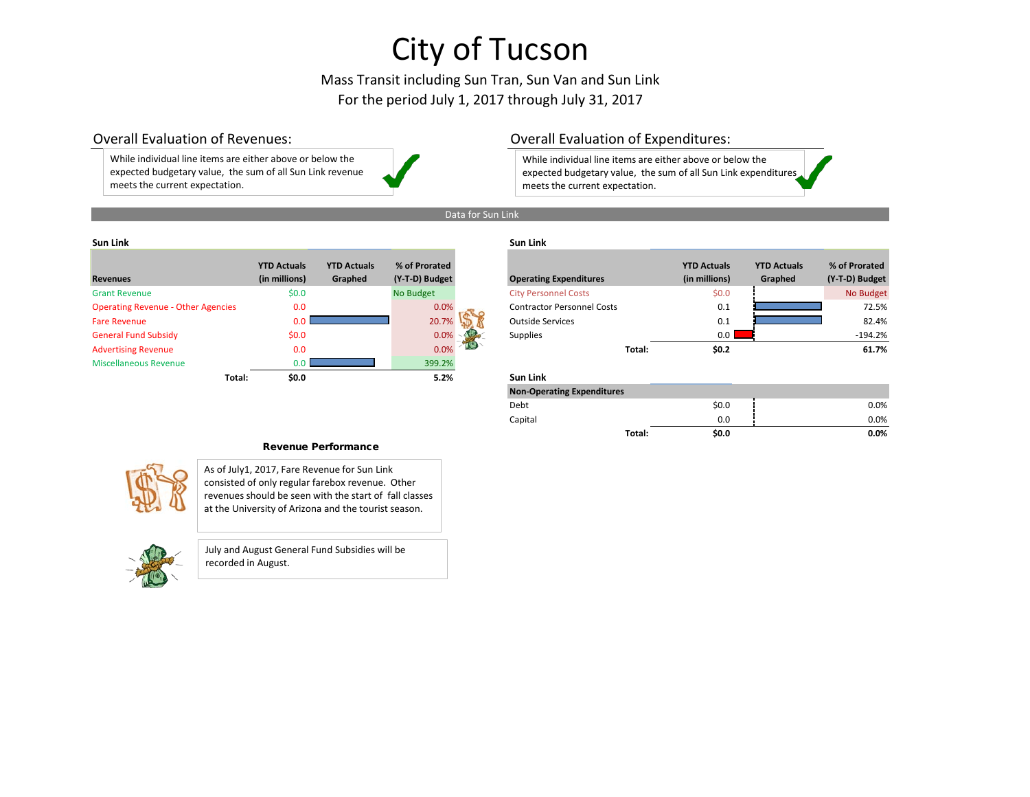# City of Tucson

Mass Transit including Sun Tran, Sun Van and Sun Link

For the period July 1, 2017 through July 31, 2017

## Overall Evaluation of Revenues:

While individual line items are either above or below the expected budgetary value, the sum of all Sun Link revenue meets the current expectation.

## Overall Evaluation of Expenditures:

While individual line items are either above or below the expected budgetary value, the sum of all Sun Link expenditures meets the current expectation.

**Data for Sun Link**

**Sun Link**

| Revenues | YTD Actuals (in millions) | YTD Actuals Graphed | % of Prorated (Y-T-D) Budget |
|---|---|---|---|
| Grant Revenue | $0.0 | | No Budget |
| Operating Revenue - Other Agencies | 0.0 | | 0.0% |
| Fare Revenue | 0.0 | | 20.7% |
| General Fund Subsidy | $0.0 | | 0.0% |
| Advertising Revenue | 0.0 | | 0.0% |
| Miscellaneous Revenue | 0.0 | | 399.2% |
| **Total:** | **$0.0** | | **5.2%** |

**Sun Link**

| Operating Expenditures | YTD Actuals (in millions) | YTD Actuals Graphed | % of Prorated (Y-T-D) Budget |
|---|---|---|---|
| City Personnel Costs | $0.0 | | No Budget |
| Contractor Personnel Costs | 0.1 | | 72.5% |
| Outside Services | 0.1 | | 82.4% |
| Supplies | 0.0 | | -194.2% |
| **Total:** | **$0.2** | | **61.7%** |

**Sun Link**

| Non-Operating Expenditures | | | |
|---|---|---|---|
| Debt | $0.0 | | 0.0% |
| Capital | 0.0 | | 0.0% |
| **Total:** | **$0.0** | | **0.0%** |

### Revenue Performance

As of July1, 2017, Fare Revenue for Sun Link consisted of only regular farebox revenue. Other revenues should be seen with the start of fall classes at the University of Arizona and the tourist season.

July and August General Fund Subsidies will be recorded in August.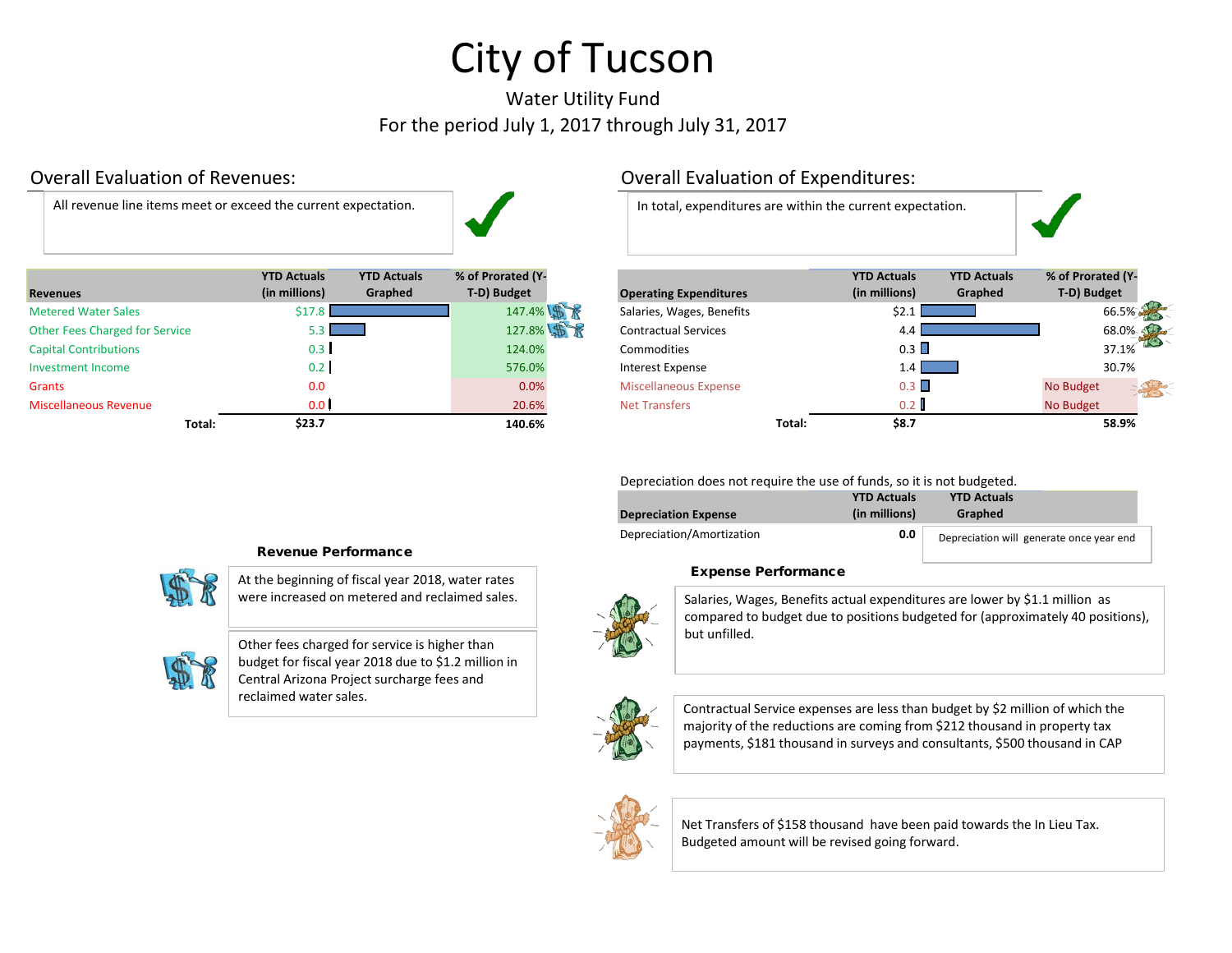# City of Tucson

Water Utility Fund

For the period July 1, 2017 through July 31, 2017

## Overall Evaluation of Revenues:

All revenue line items meet or exceed the current expectation.

| Revenues | YTD Actuals (in millions) | YTD Actuals Graphed | % of Prorated (Y-T-D) Budget |
|---|---|---|---|
| Metered Water Sales | $17.8 | | 147.4% |
| Other Fees Charged for Service | 5.3 | | 127.8% |
| Capital Contributions | 0.3 | | 124.0% |
| Investment Income | 0.2 | | 576.0% |
| Grants | 0.0 | | 0.0% |
| Miscellaneous Revenue | 0.0 | | 20.6% |
| **Total:** | **$23.7** | | **140.6%** |

### Revenue Performance

At the beginning of fiscal year 2018, water rates were increased on metered and reclaimed sales.

Other fees charged for service is higher than budget for fiscal year 2018 due to $1.2 million in Central Arizona Project surcharge fees and reclaimed water sales.

## Overall Evaluation of Expenditures:

In total, expenditures are within the current expectation.

| Operating Expenditures | YTD Actuals (in millions) | YTD Actuals Graphed | % of Prorated (Y-T-D) Budget |
|---|---|---|---|
| Salaries, Wages, Benefits | $2.1 | | 66.5% |
| Contractual Services | 4.4 | | 68.0% |
| Commodities | 0.3 | | 37.1% |
| Interest Expense | 1.4 | | 30.7% |
| Miscellaneous Expense | 0.3 | | No Budget |
| Net Transfers | 0.2 | | No Budget |
| **Total:** | **$8.7** | | **58.9%** |

Depreciation does not require the use of funds, so it is not budgeted.

| Depreciation Expense | YTD Actuals (in millions) | YTD Actuals Graphed |
|---|---|---|
| Depreciation/Amortization | **0.0** | Depreciation will generate once year end |

### Expense Performance

Salaries, Wages, Benefits actual expenditures are lower by $1.1 million as compared to budget due to positions budgeted for (approximately 40 positions), but unfilled.

Contractual Service expenses are less than budget by $2 million of which the majority of the reductions are coming from $212 thousand in property tax payments, $181 thousand in surveys and consultants, $500 thousand in CAP

Net Transfers of $158 thousand have been paid towards the In Lieu Tax. Budgeted amount will be revised going forward.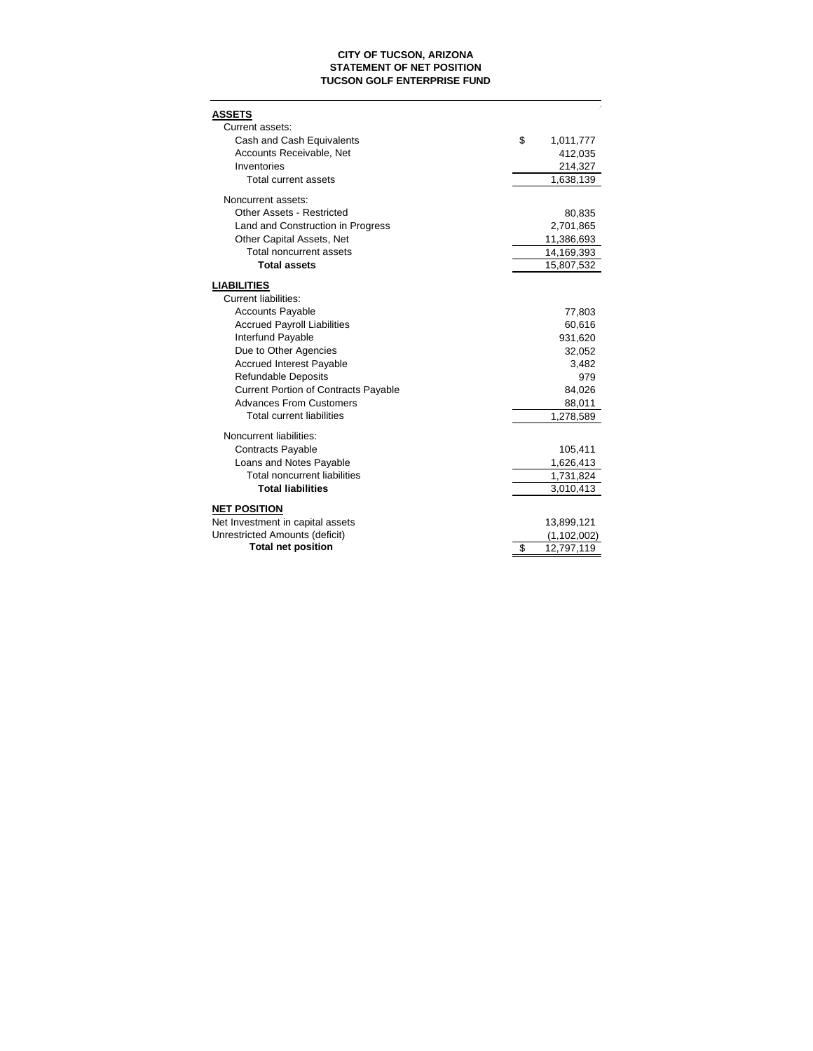**CITY OF TUCSON, ARIZONA**
**STATEMENT OF NET POSITION**
**TUCSON GOLF ENTERPRISE FUND**

| | |
|---|---|
| **ASSETS** | |
| Current assets: | |
| Cash and Cash Equivalents | $ 1,011,777 |
| Accounts Receivable, Net | 412,035 |
| Inventories | 214,327 |
| Total current assets | 1,638,139 |
| Noncurrent assets: | |
| Other Assets - Restricted | 80,835 |
| Land and Construction in Progress | 2,701,865 |
| Other Capital Assets, Net | 11,386,693 |
| Total noncurrent assets | 14,169,393 |
| **Total assets** | 15,807,532 |
| **LIABILITIES** | |
| Current liabilities: | |
| Accounts Payable | 77,803 |
| Accrued Payroll Liabilities | 60,616 |
| Interfund Payable | 931,620 |
| Due to Other Agencies | 32,052 |
| Accrued Interest Payable | 3,482 |
| Refundable Deposits | 979 |
| Current Portion of Contracts Payable | 84,026 |
| Advances From Customers | 88,011 |
| Total current liabilities | 1,278,589 |
| Noncurrent liabilities: | |
| Contracts Payable | 105,411 |
| Loans and Notes Payable | 1,626,413 |
| Total noncurrent liabilities | 1,731,824 |
| **Total liabilities** | 3,010,413 |
| **NET POSITION** | |
| Net Investment in capital assets | 13,899,121 |
| Unrestricted Amounts (deficit) | (1,102,002) |
| **Total net position** | $ 12,797,119 |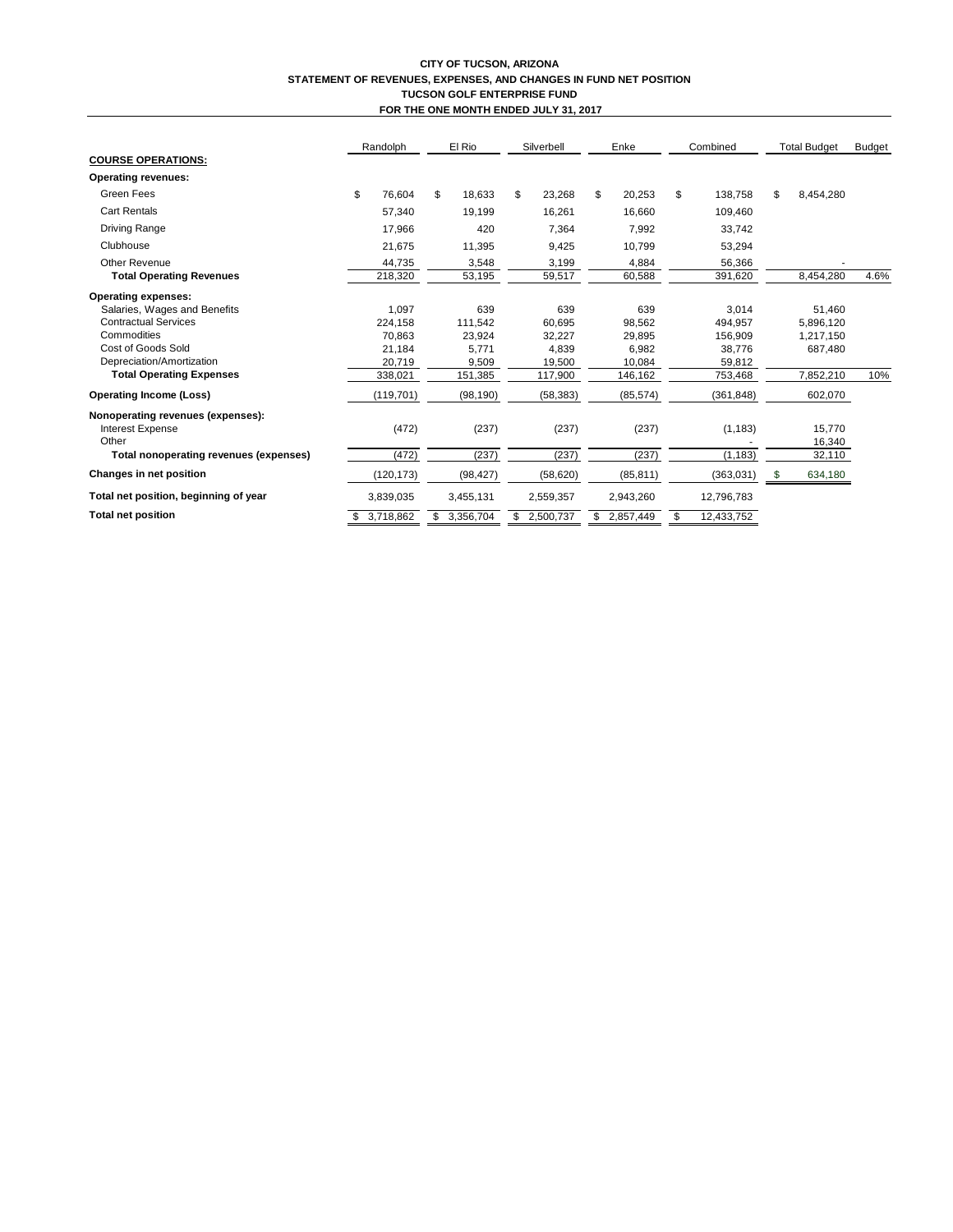**CITY OF TUCSON, ARIZONA**
**STATEMENT OF REVENUES, EXPENSES, AND CHANGES IN FUND NET POSITION**
**TUCSON GOLF ENTERPRISE FUND**
**FOR THE ONE MONTH ENDED JULY 31, 2017**

| | Randolph | El Rio | Silverbell | Enke | Combined | Total Budget | Budget |
|---|---|---|---|---|---|---|---|
| **COURSE OPERATIONS:** | | | | | | | |
| **Operating revenues:** | | | | | | | |
| Green Fees | $ 76,604 | $ 18,633 | $ 23,268 | $ 20,253 | $ 138,758 | $ 8,454,280 | |
| Cart Rentals | 57,340 | 19,199 | 16,261 | 16,660 | 109,460 | | |
| Driving Range | 17,966 | 420 | 7,364 | 7,992 | 33,742 | | |
| Clubhouse | 21,675 | 11,395 | 9,425 | 10,799 | 53,294 | | |
| Other Revenue | 44,735 | 3,548 | 3,199 | 4,884 | 56,366 | - | |
| **Total Operating Revenues** | 218,320 | 53,195 | 59,517 | 60,588 | 391,620 | 8,454,280 | 4.6% |
| **Operating expenses:** | | | | | | | |
| Salaries, Wages and Benefits | 1,097 | 639 | 639 | 639 | 3,014 | 51,460 | |
| Contractual Services | 224,158 | 111,542 | 60,695 | 98,562 | 494,957 | 5,896,120 | |
| Commodities | 70,863 | 23,924 | 32,227 | 29,895 | 156,909 | 1,217,150 | |
| Cost of Goods Sold | 21,184 | 5,771 | 4,839 | 6,982 | 38,776 | 687,480 | |
| Depreciation/Amortization | 20,719 | 9,509 | 19,500 | 10,084 | 59,812 | | |
| **Total Operating Expenses** | 338,021 | 151,385 | 117,900 | 146,162 | 753,468 | 7,852,210 | 10% |
| **Operating Income (Loss)** | (119,701) | (98,190) | (58,383) | (85,574) | (361,848) | 602,070 | |
| **Nonoperating revenues (expenses):** | | | | | | | |
| Interest Expense | (472) | (237) | (237) | (237) | (1,183) | 15,770 | |
| Other | | | | | - | 16,340 | |
| **Total nonoperating revenues (expenses)** | (472) | (237) | (237) | (237) | (1,183) | 32,110 | |
| **Changes in net position** | (120,173) | (98,427) | (58,620) | (85,811) | (363,031) | $ 634,180 | |
| **Total net position, beginning of year** | 3,839,035 | 3,455,131 | 2,559,357 | 2,943,260 | 12,796,783 | | |
| **Total net position** | $ 3,718,862 | $ 3,356,704 | $ 2,500,737 | $ 2,857,449 | $ 12,433,752 | | |